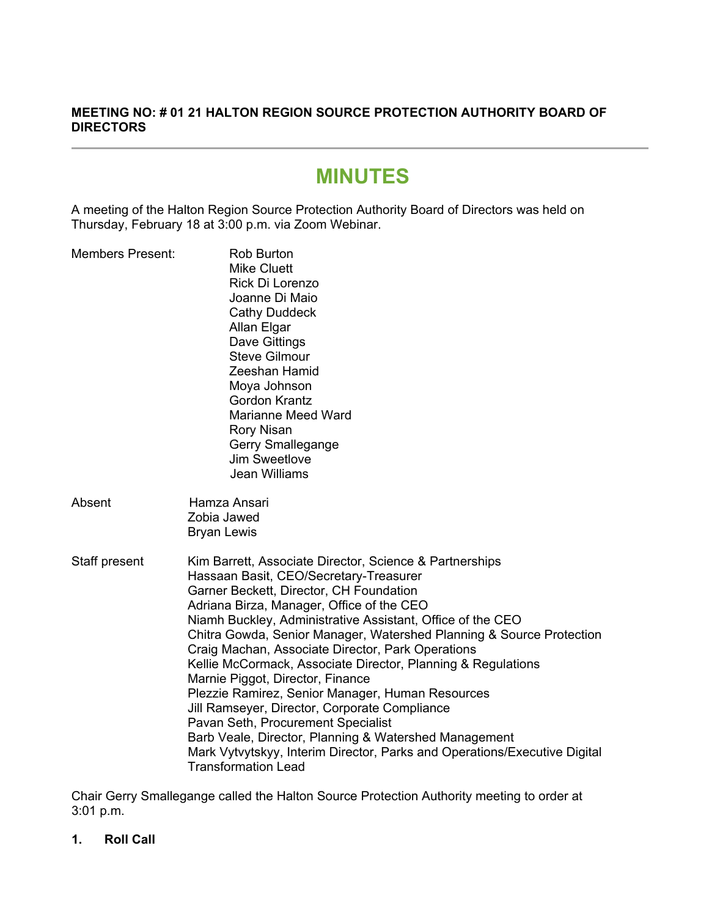**MEETING NO: # 01 21 HALTON REGION SOURCE PROTECTION AUTHORITY BOARD OF DIRECTORS**

---

# MINUTES

A meeting of the Halton Region Source Protection Authority Board of Directors was held on Thursday, February 18 at 3:00 p.m. via Zoom Webinar.

Members Present:
Rob Burton
Mike Cluett
Rick Di Lorenzo
Joanne Di Maio
Cathy Duddeck
Allan Elgar
Dave Gittings
Steve Gilmour
Zeeshan Hamid
Moya Johnson
Gordon Krantz
Marianne Meed Ward
Rory Nisan
Gerry Smallegange
Jim Sweetlove
Jean Williams

Absent
Hamza Ansari
Zobia Jawed
Bryan Lewis

Staff present
Kim Barrett, Associate Director, Science & Partnerships
Hassaan Basit, CEO/Secretary-Treasurer
Garner Beckett, Director, CH Foundation
Adriana Birza, Manager, Office of the CEO
Niamh Buckley, Administrative Assistant, Office of the CEO
Chitra Gowda, Senior Manager, Watershed Planning & Source Protection
Craig Machan, Associate Director, Park Operations
Kellie McCormack, Associate Director, Planning & Regulations
Marnie Piggot, Director, Finance
Plezzie Ramirez, Senior Manager, Human Resources
Jill Ramseyer, Director, Corporate Compliance
Pavan Seth, Procurement Specialist
Barb Veale, Director, Planning & Watershed Management
Mark Vytvytskyy, Interim Director, Parks and Operations/Executive Digital Transformation Lead

Chair Gerry Smallegange called the Halton Source Protection Authority meeting to order at 3:01 p.m.

**1. Roll Call**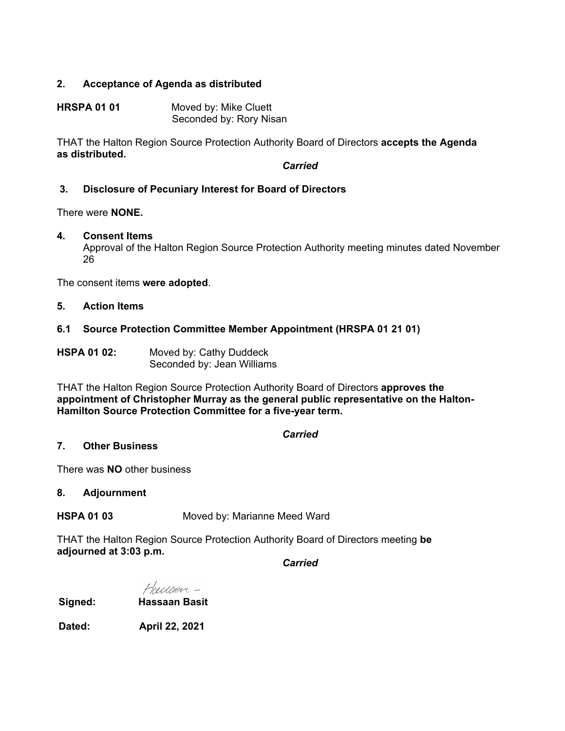## 2. Acceptance of Agenda as distributed

**HRSPA 01 01** Moved by: Mike Cluett
Seconded by: Rory Nisan

THAT the Halton Region Source Protection Authority Board of Directors **accepts the Agenda as distributed.**

***Carried***

## 3. Disclosure of Pecuniary Interest for Board of Directors

There were **NONE.**

## 4. Consent Items

Approval of the Halton Region Source Protection Authority meeting minutes dated November 26

The consent items **were adopted**.

## 5. Action Items

### 6.1 Source Protection Committee Member Appointment (HRSPA 01 21 01)

**HSPA 01 02:** Moved by: Cathy Duddeck
Seconded by: Jean Williams

THAT the Halton Region Source Protection Authority Board of Directors **approves the appointment of Christopher Murray as the general public representative on the Halton-Hamilton Source Protection Committee for a five-year term.**

***Carried***

## 7. Other Business

There was **NO** other business

## 8. Adjournment

**HSPA 01 03** Moved by: Marianne Meed Ward

THAT the Halton Region Source Protection Authority Board of Directors meeting **be adjourned at 3:03 p.m.**

***Carried***

**Signed:** **Hassaan Basit**

**Dated:** **April 22, 2021**